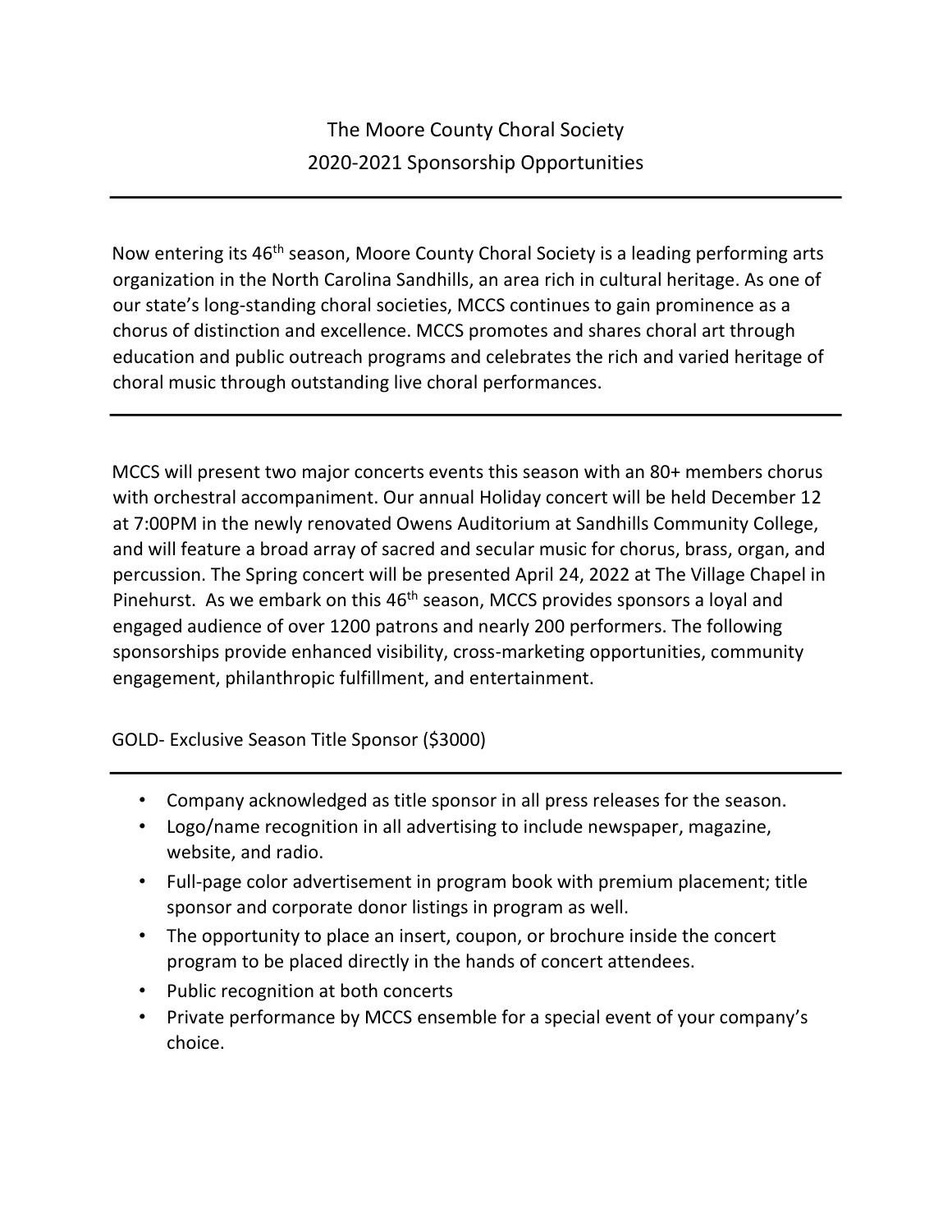# The Moore County Choral Society
## 2020-2021 Sponsorship Opportunities

---

Now entering its 46th season, Moore County Choral Society is a leading performing arts organization in the North Carolina Sandhills, an area rich in cultural heritage. As one of our state's long-standing choral societies, MCCS continues to gain prominence as a chorus of distinction and excellence. MCCS promotes and shares choral art through education and public outreach programs and celebrates the rich and varied heritage of choral music through outstanding live choral performances.

---

MCCS will present two major concerts events this season with an 80+ members chorus with orchestral accompaniment. Our annual Holiday concert will be held December 12 at 7:00PM in the newly renovated Owens Auditorium at Sandhills Community College, and will feature a broad array of sacred and secular music for chorus, brass, organ, and percussion. The Spring concert will be presented April 24, 2022 at The Village Chapel in Pinehurst. As we embark on this 46th season, MCCS provides sponsors a loyal and engaged audience of over 1200 patrons and nearly 200 performers. The following sponsorships provide enhanced visibility, cross-marketing opportunities, community engagement, philanthropic fulfillment, and entertainment.

GOLD- Exclusive Season Title Sponsor ($3000)

---

- Company acknowledged as title sponsor in all press releases for the season.
- Logo/name recognition in all advertising to include newspaper, magazine, website, and radio.
- Full-page color advertisement in program book with premium placement; title sponsor and corporate donor listings in program as well.
- The opportunity to place an insert, coupon, or brochure inside the concert program to be placed directly in the hands of concert attendees.
- Public recognition at both concerts
- Private performance by MCCS ensemble for a special event of your company's choice.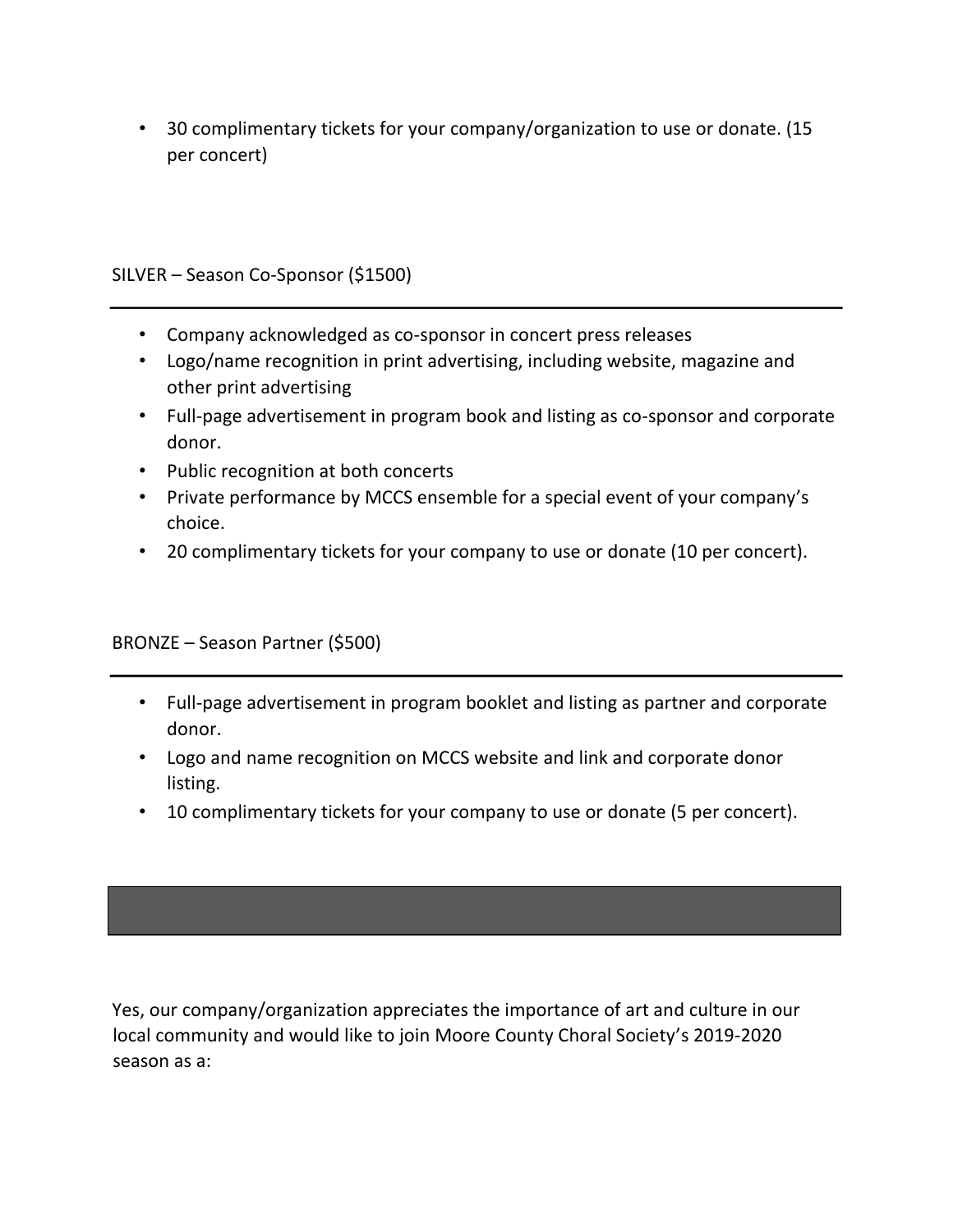- 30 complimentary tickets for your company/organization to use or donate. (15 per concert)

SILVER – Season Co-Sponsor ($1500)

---

- Company acknowledged as co-sponsor in concert press releases
- Logo/name recognition in print advertising, including website, magazine and other print advertising
- Full-page advertisement in program book and listing as co-sponsor and corporate donor.
- Public recognition at both concerts
- Private performance by MCCS ensemble for a special event of your company's choice.
- 20 complimentary tickets for your company to use or donate (10 per concert).

BRONZE – Season Partner ($500)

---

- Full-page advertisement in program booklet and listing as partner and corporate donor.
- Logo and name recognition on MCCS website and link and corporate donor listing.
- 10 complimentary tickets for your company to use or donate (5 per concert).

Yes, our company/organization appreciates the importance of art and culture in our local community and would like to join Moore County Choral Society's 2019-2020 season as a: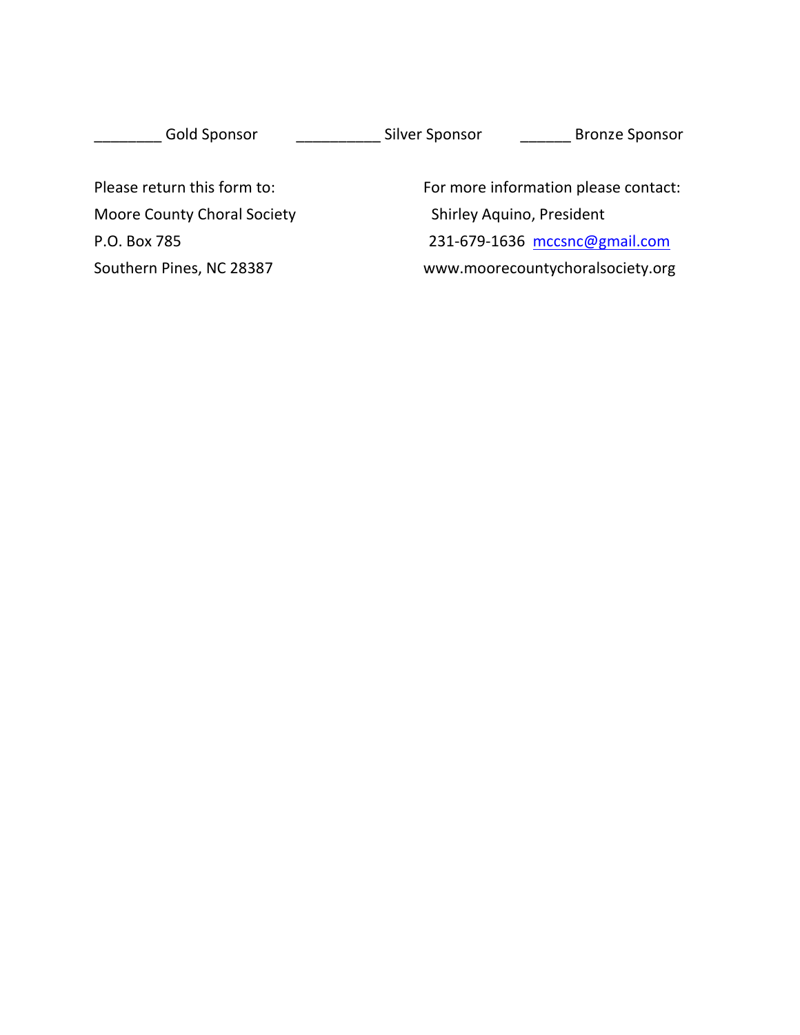________ Gold Sponsor  __________ Silver Sponsor  ______ Bronze Sponsor

Please return this form to:
Moore County Choral Society
P.O. Box 785
Southern Pines, NC 28387

For more information please contact:
Shirley Aquino, President
231-679-1636 mccsnc@gmail.com
www.moorecountychoralsociety.org